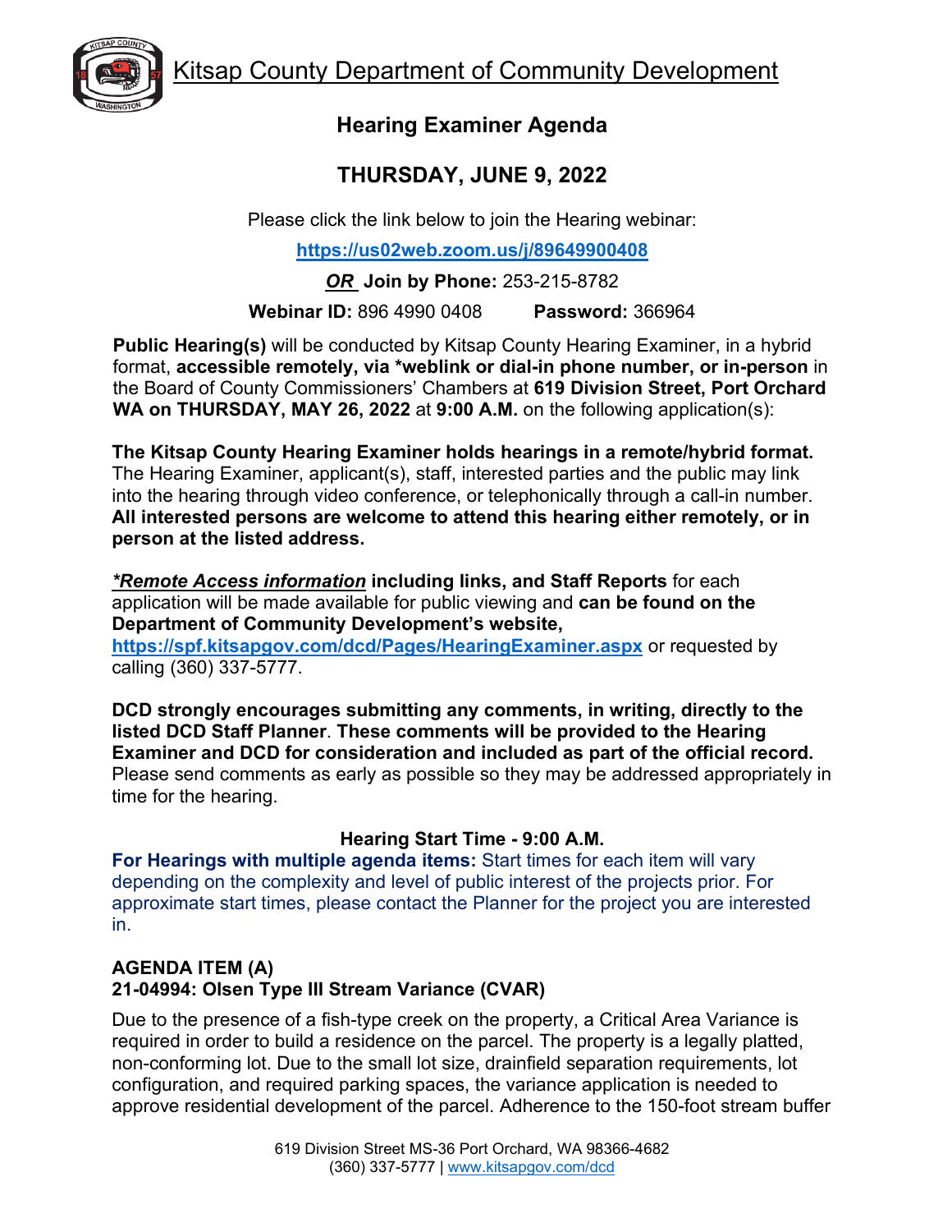# Kitsap County Department of Community Development

## Hearing Examiner Agenda

## THURSDAY, JUNE 9, 2022

Please click the link below to join the Hearing webinar:

**https://us02web.zoom.us/j/89649900408**

***OR*** **Join by Phone:** 253-215-8782

**Webinar ID:** 896 4990 0408 **Password:** 366964

**Public Hearing(s)** will be conducted by Kitsap County Hearing Examiner, in a hybrid format, **accessible remotely, via *weblink or dial-in phone number, or in-person** in the Board of County Commissioners' Chambers at **619 Division Street, Port Orchard WA on THURSDAY, MAY 26, 2022** at **9:00 A.M.** on the following application(s):

**The Kitsap County Hearing Examiner holds hearings in a remote/hybrid format.** The Hearing Examiner, applicant(s), staff, interested parties and the public may link into the hearing through video conference, or telephonically through a call-in number. **All interested persons are welcome to attend this hearing either remotely, or in person at the listed address.**

***\*Remote Access information*** **including links, and Staff Reports** for each application will be made available for public viewing and **can be found on the Department of Community Development's website,** **https://spf.kitsapgov.com/dcd/Pages/HearingExaminer.aspx** or requested by calling (360) 337-5777.

**DCD strongly encourages submitting any comments, in writing, directly to the listed DCD Staff Planner**. **These comments will be provided to the Hearing Examiner and DCD for consideration and included as part of the official record.** Please send comments as early as possible so they may be addressed appropriately in time for the hearing.

**Hearing Start Time - 9:00 A.M.**

**For Hearings with multiple agenda items:** Start times for each item will vary depending on the complexity and level of public interest of the projects prior. For approximate start times, please contact the Planner for the project you are interested in.

### AGENDA ITEM (A)
### 21-04994: Olsen Type III Stream Variance (CVAR)

Due to the presence of a fish-type creek on the property, a Critical Area Variance is required in order to build a residence on the parcel. The property is a legally platted, non-conforming lot. Due to the small lot size, drainfield separation requirements, lot configuration, and required parking spaces, the variance application is needed to approve residential development of the parcel. Adherence to the 150-foot stream buffer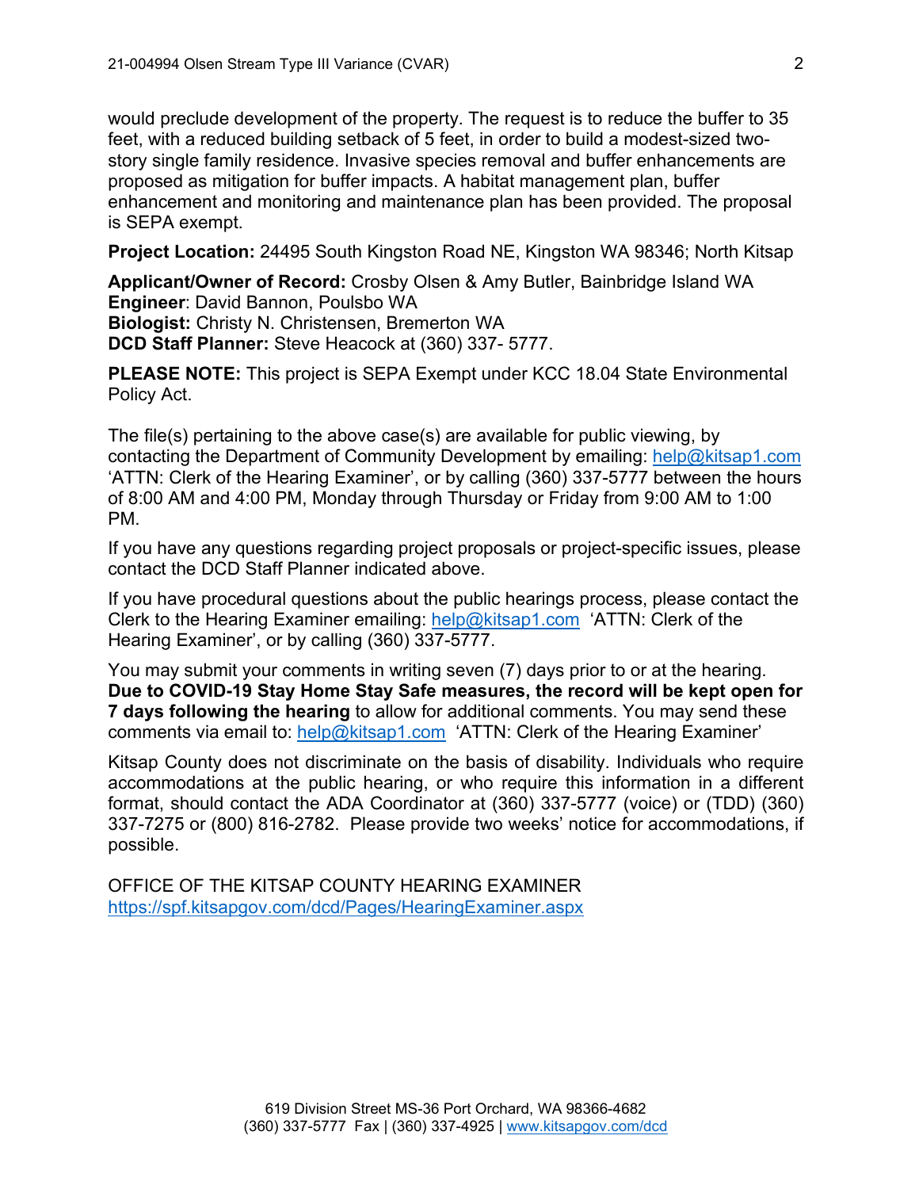would preclude development of the property. The request is to reduce the buffer to 35 feet, with a reduced building setback of 5 feet, in order to build a modest-sized two-story single family residence. Invasive species removal and buffer enhancements are proposed as mitigation for buffer impacts. A habitat management plan, buffer enhancement and monitoring and maintenance plan has been provided. The proposal is SEPA exempt.

**Project Location:** 24495 South Kingston Road NE, Kingston WA 98346; North Kitsap

**Applicant/Owner of Record:** Crosby Olsen & Amy Butler, Bainbridge Island WA
**Engineer**: David Bannon, Poulsbo WA
**Biologist:** Christy N. Christensen, Bremerton WA
**DCD Staff Planner:** Steve Heacock at (360) 337- 5777.

**PLEASE NOTE:** This project is SEPA Exempt under KCC 18.04 State Environmental Policy Act.

The file(s) pertaining to the above case(s) are available for public viewing, by contacting the Department of Community Development by emailing: help@kitsap1.com 'ATTN: Clerk of the Hearing Examiner', or by calling (360) 337-5777 between the hours of 8:00 AM and 4:00 PM, Monday through Thursday or Friday from 9:00 AM to 1:00 PM.

If you have any questions regarding project proposals or project-specific issues, please contact the DCD Staff Planner indicated above.

If you have procedural questions about the public hearings process, please contact the Clerk to the Hearing Examiner emailing: help@kitsap1.com 'ATTN: Clerk of the Hearing Examiner', or by calling (360) 337-5777.

You may submit your comments in writing seven (7) days prior to or at the hearing. **Due to COVID-19 Stay Home Stay Safe measures, the record will be kept open for 7 days following the hearing** to allow for additional comments. You may send these comments via email to: help@kitsap1.com 'ATTN: Clerk of the Hearing Examiner'

Kitsap County does not discriminate on the basis of disability. Individuals who require accommodations at the public hearing, or who require this information in a different format, should contact the ADA Coordinator at (360) 337-5777 (voice) or (TDD) (360) 337-7275 or (800) 816-2782. Please provide two weeks' notice for accommodations, if possible.

OFFICE OF THE KITSAP COUNTY HEARING EXAMINER
https://spf.kitsapgov.com/dcd/Pages/HearingExaminer.aspx